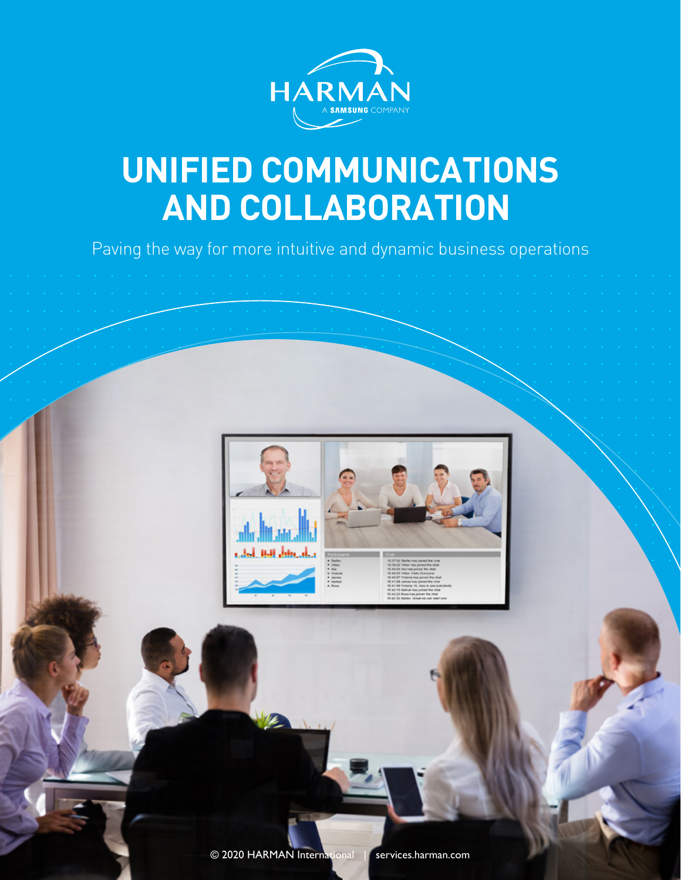HARMAN

A SAMSUNG COMPANY

# UNIFIED COMMUNICATIONS AND COLLABORATION

Paving the way for more intuitive and dynamic business operations

© 2020 HARMAN International | services.harman.com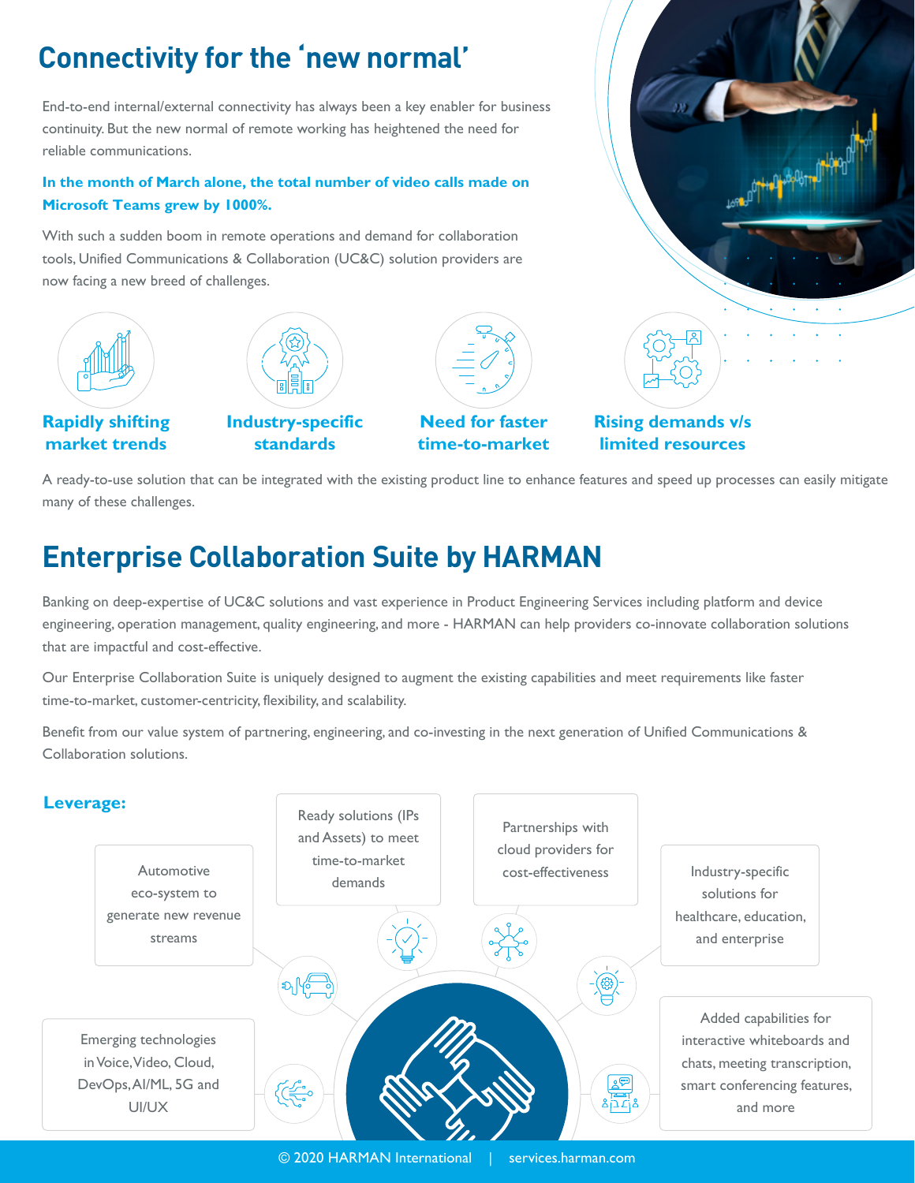# Connectivity for the 'new normal'

End-to-end internal/external connectivity has always been a key enabler for business continuity. But the new normal of remote working has heightened the need for reliable communications.

**In the month of March alone, the total number of video calls made on Microsoft Teams grew by 1000%.**

With such a sudden boom in remote operations and demand for collaboration tools, Unified Communications & Collaboration (UC&C) solution providers are now facing a new breed of challenges.

- **Rapidly shifting market trends**
- **Industry-specific standards**
- **Need for faster time-to-market**
- **Rising demands v/s limited resources**

A ready-to-use solution that can be integrated with the existing product line to enhance features and speed up processes can easily mitigate many of these challenges.

# Enterprise Collaboration Suite by HARMAN

Banking on deep-expertise of UC&C solutions and vast experience in Product Engineering Services including platform and device engineering, operation management, quality engineering, and more - HARMAN can help providers co-innovate collaboration solutions that are impactful and cost-effective.

Our Enterprise Collaboration Suite is uniquely designed to augment the existing capabilities and meet requirements like faster time-to-market, customer-centricity, flexibility, and scalability.

Benefit from our value system of partnering, engineering, and co-investing in the next generation of Unified Communications & Collaboration solutions.

## Leverage:

- Automotive eco-system to generate new revenue streams
- Ready solutions (IPs and Assets) to meet time-to-market demands
- Partnerships with cloud providers for cost-effectiveness
- Industry-specific solutions for healthcare, education, and enterprise
- Emerging technologies in Voice, Video, Cloud, DevOps, AI/ML, 5G and UI/UX
- Added capabilities for interactive whiteboards and chats, meeting transcription, smart conferencing features, and more

© 2020 HARMAN International | services.harman.com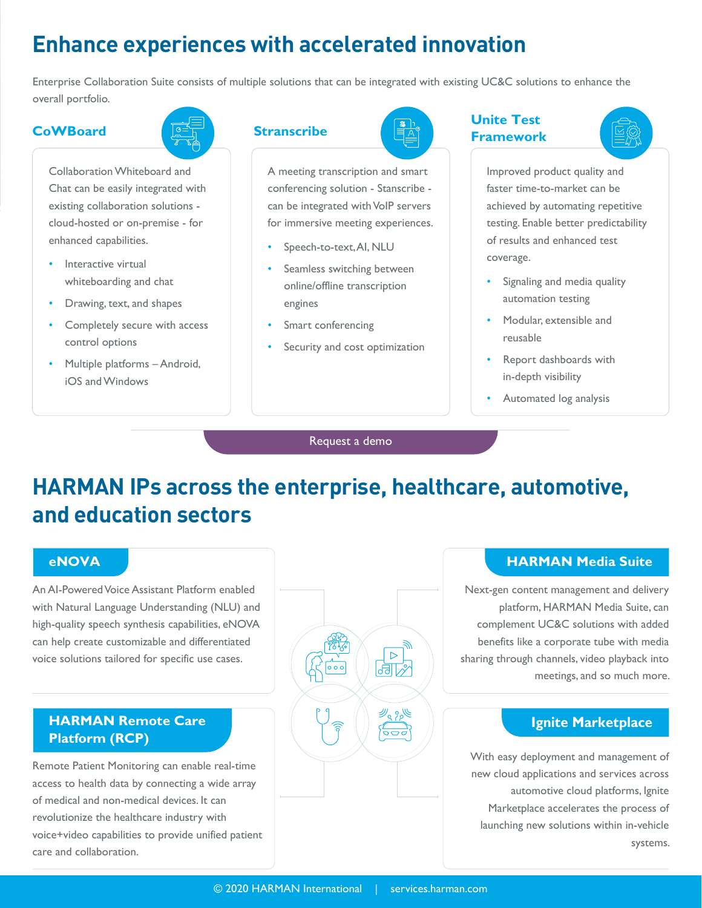# Enhance experiences with accelerated innovation

Enterprise Collaboration Suite consists of multiple solutions that can be integrated with existing UC&C solutions to enhance the overall portfolio.

## CoWBoard

Collaboration Whiteboard and Chat can be easily integrated with existing collaboration solutions - cloud-hosted or on-premise - for enhanced capabilities.

- Interactive virtual whiteboarding and chat
- Drawing, text, and shapes
- Completely secure with access control options
- Multiple platforms – Android, iOS and Windows

## Stranscribe

A meeting transcription and smart conferencing solution - Stanscribe - can be integrated with VoIP servers for immersive meeting experiences.

- Speech-to-text, AI, NLU
- Seamless switching between online/offline transcription engines
- Smart conferencing
- Security and cost optimization

## Unite Test Framework

Improved product quality and faster time-to-market can be achieved by automating repetitive testing. Enable better predictability of results and enhanced test coverage.

- Signaling and media quality automation testing
- Modular, extensible and reusable
- Report dashboards with in-depth visibility
- Automated log analysis

Request a demo

# HARMAN IPs across the enterprise, healthcare, automotive, and education sectors

## eNOVA

An AI-Powered Voice Assistant Platform enabled with Natural Language Understanding (NLU) and high-quality speech synthesis capabilities, eNOVA can help create customizable and differentiated voice solutions tailored for specific use cases.

## HARMAN Media Suite

Next-gen content management and delivery platform, HARMAN Media Suite, can complement UC&C solutions with added benefits like a corporate tube with media sharing through channels, video playback into meetings, and so much more.

## HARMAN Remote Care Platform (RCP)

Remote Patient Monitoring can enable real-time access to health data by connecting a wide array of medical and non-medical devices. It can revolutionize the healthcare industry with voice+video capabilities to provide unified patient care and collaboration.

## Ignite Marketplace

With easy deployment and management of new cloud applications and services across automotive cloud platforms, Ignite Marketplace accelerates the process of launching new solutions within in-vehicle systems.

© 2020 HARMAN International | services.harman.com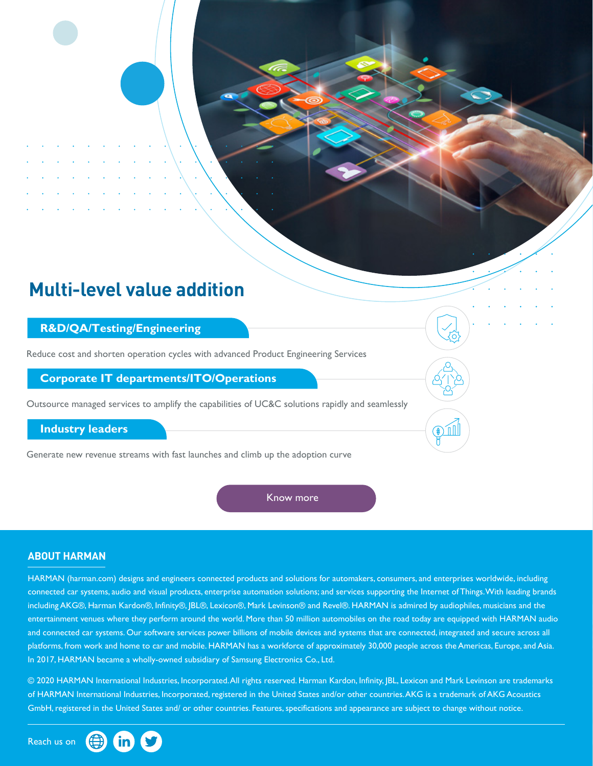## Multi-level value addition

### R&D/QA/Testing/Engineering

Reduce cost and shorten operation cycles with advanced Product Engineering Services

### Corporate IT departments/ITO/Operations

Outsource managed services to amplify the capabilities of UC&C solutions rapidly and seamlessly

### Industry leaders

Generate new revenue streams with fast launches and climb up the adoption curve

Know more

## ABOUT HARMAN

HARMAN (harman.com) designs and engineers connected products and solutions for automakers, consumers, and enterprises worldwide, including connected car systems, audio and visual products, enterprise automation solutions; and services supporting the Internet of Things. With leading brands including AKG®, Harman Kardon®, Infinity®, JBL®, Lexicon®, Mark Levinson® and Revel®. HARMAN is admired by audiophiles, musicians and the entertainment venues where they perform around the world. More than 50 million automobiles on the road today are equipped with HARMAN audio and connected car systems. Our software services power billions of mobile devices and systems that are connected, integrated and secure across all platforms, from work and home to car and mobile. HARMAN has a workforce of approximately 30,000 people across the Americas, Europe, and Asia. In 2017, HARMAN became a wholly-owned subsidiary of Samsung Electronics Co., Ltd.

© 2020 HARMAN International Industries, Incorporated. All rights reserved. Harman Kardon, Infinity, JBL, Lexicon and Mark Levinson are trademarks of HARMAN International Industries, Incorporated, registered in the United States and/or other countries. AKG is a trademark of AKG Acoustics GmbH, registered in the United States and/ or other countries. Features, specifications and appearance are subject to change without notice.

Reach us on